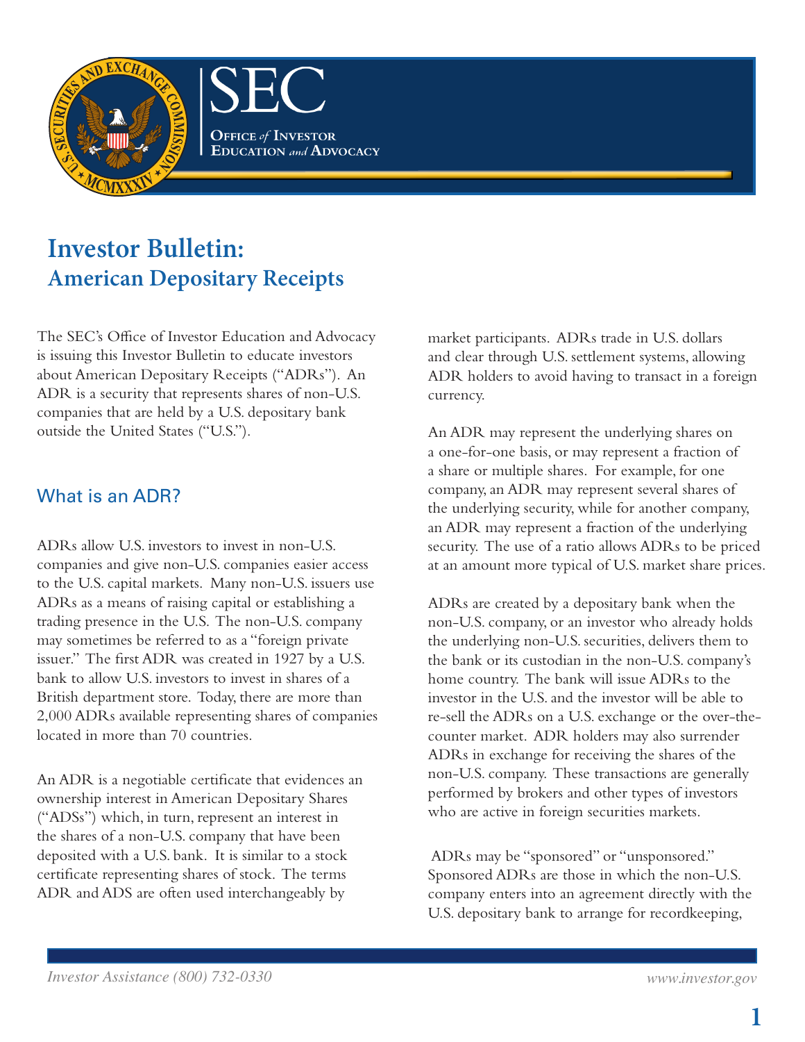# Investor Bulletin:
## American Depositary Receipts

The SEC's Office of Investor Education and Advocacy is issuing this Investor Bulletin to educate investors about American Depositary Receipts ("ADRs"). An ADR is a security that represents shares of non-U.S. companies that are held by a U.S. depositary bank outside the United States ("U.S.").

### What is an ADR?

ADRs allow U.S. investors to invest in non-U.S. companies and give non-U.S. companies easier access to the U.S. capital markets. Many non-U.S. issuers use ADRs as a means of raising capital or establishing a trading presence in the U.S. The non-U.S. company may sometimes be referred to as a "foreign private issuer." The first ADR was created in 1927 by a U.S. bank to allow U.S. investors to invest in shares of a British department store. Today, there are more than 2,000 ADRs available representing shares of companies located in more than 70 countries.

An ADR is a negotiable certificate that evidences an ownership interest in American Depositary Shares ("ADSs") which, in turn, represent an interest in the shares of a non-U.S. company that have been deposited with a U.S. bank. It is similar to a stock certificate representing shares of stock. The terms ADR and ADS are often used interchangeably by market participants. ADRs trade in U.S. dollars and clear through U.S. settlement systems, allowing ADR holders to avoid having to transact in a foreign currency.

An ADR may represent the underlying shares on a one-for-one basis, or may represent a fraction of a share or multiple shares. For example, for one company, an ADR may represent several shares of the underlying security, while for another company, an ADR may represent a fraction of the underlying security. The use of a ratio allows ADRs to be priced at an amount more typical of U.S. market share prices.

ADRs are created by a depositary bank when the non-U.S. company, or an investor who already holds the underlying non-U.S. securities, delivers them to the bank or its custodian in the non-U.S. company's home country. The bank will issue ADRs to the investor in the U.S. and the investor will be able to re-sell the ADRs on a U.S. exchange or the over-the-counter market. ADR holders may also surrender ADRs in exchange for receiving the shares of the non-U.S. company. These transactions are generally performed by brokers and other types of investors who are active in foreign securities markets.

ADRs may be "sponsored" or "unsponsored." Sponsored ADRs are those in which the non-U.S. company enters into an agreement directly with the U.S. depositary bank to arrange for recordkeeping,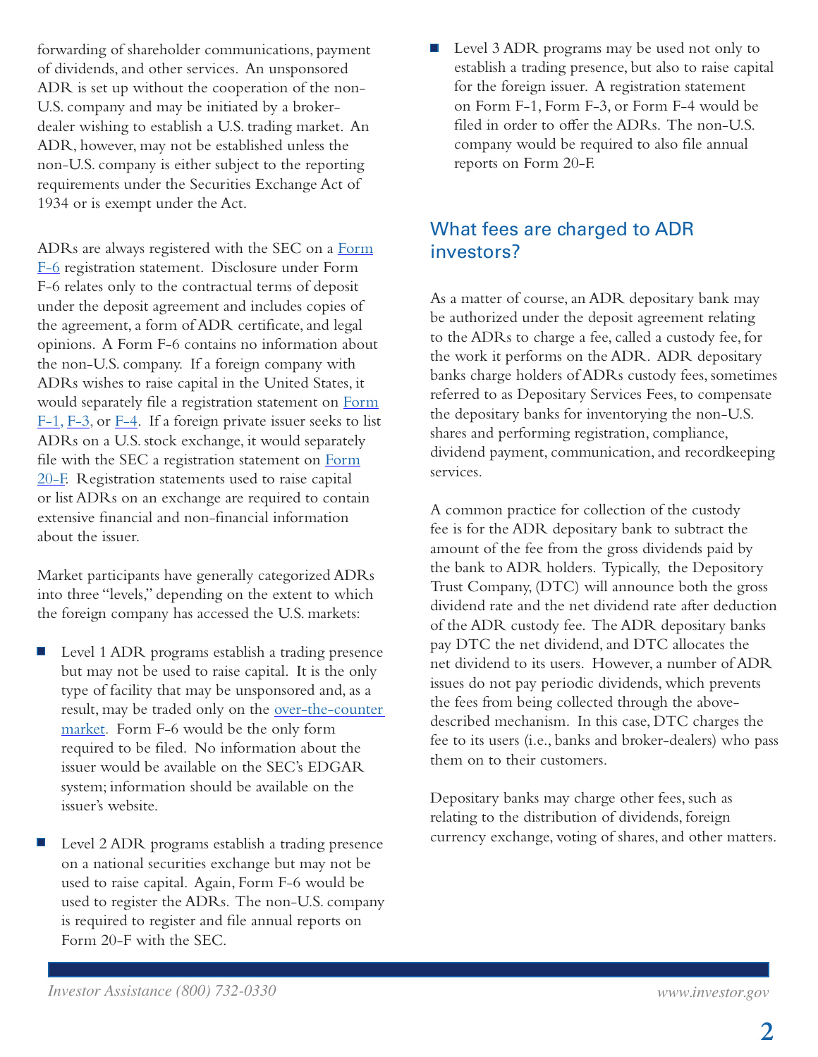forwarding of shareholder communications, payment of dividends, and other services. An unsponsored ADR is set up without the cooperation of the non-U.S. company and may be initiated by a broker-dealer wishing to establish a U.S. trading market. An ADR, however, may not be established unless the non-U.S. company is either subject to the reporting requirements under the Securities Exchange Act of 1934 or is exempt under the Act.

ADRs are always registered with the SEC on a Form F-6 registration statement. Disclosure under Form F-6 relates only to the contractual terms of deposit under the deposit agreement and includes copies of the agreement, a form of ADR certificate, and legal opinions. A Form F-6 contains no information about the non-U.S. company. If a foreign company with ADRs wishes to raise capital in the United States, it would separately file a registration statement on Form F-1, F-3, or F-4. If a foreign private issuer seeks to list ADRs on a U.S. stock exchange, it would separately file with the SEC a registration statement on Form 20-F. Registration statements used to raise capital or list ADRs on an exchange are required to contain extensive financial and non-financial information about the issuer.

Market participants have generally categorized ADRs into three "levels," depending on the extent to which the foreign company has accessed the U.S. markets:

- Level 1 ADR programs establish a trading presence but may not be used to raise capital. It is the only type of facility that may be unsponsored and, as a result, may be traded only on the over-the-counter market. Form F-6 would be the only form required to be filed. No information about the issuer would be available on the SEC's EDGAR system; information should be available on the issuer's website.
- Level 2 ADR programs establish a trading presence on a national securities exchange but may not be used to raise capital. Again, Form F-6 would be used to register the ADRs. The non-U.S. company is required to register and file annual reports on Form 20-F with the SEC.
- Level 3 ADR programs may be used not only to establish a trading presence, but also to raise capital for the foreign issuer. A registration statement on Form F-1, Form F-3, or Form F-4 would be filed in order to offer the ADRs. The non-U.S. company would be required to also file annual reports on Form 20-F.

## What fees are charged to ADR investors?

As a matter of course, an ADR depositary bank may be authorized under the deposit agreement relating to the ADRs to charge a fee, called a custody fee, for the work it performs on the ADR. ADR depositary banks charge holders of ADRs custody fees, sometimes referred to as Depositary Services Fees, to compensate the depositary banks for inventorying the non-U.S. shares and performing registration, compliance, dividend payment, communication, and recordkeeping services.

A common practice for collection of the custody fee is for the ADR depositary bank to subtract the amount of the fee from the gross dividends paid by the bank to ADR holders. Typically, the Depository Trust Company, (DTC) will announce both the gross dividend rate and the net dividend rate after deduction of the ADR custody fee. The ADR depositary banks pay DTC the net dividend, and DTC allocates the net dividend to its users. However, a number of ADR issues do not pay periodic dividends, which prevents the fees from being collected through the above-described mechanism. In this case, DTC charges the fee to its users (i.e., banks and broker-dealers) who pass them on to their customers.

Depositary banks may charge other fees, such as relating to the distribution of dividends, foreign currency exchange, voting of shares, and other matters.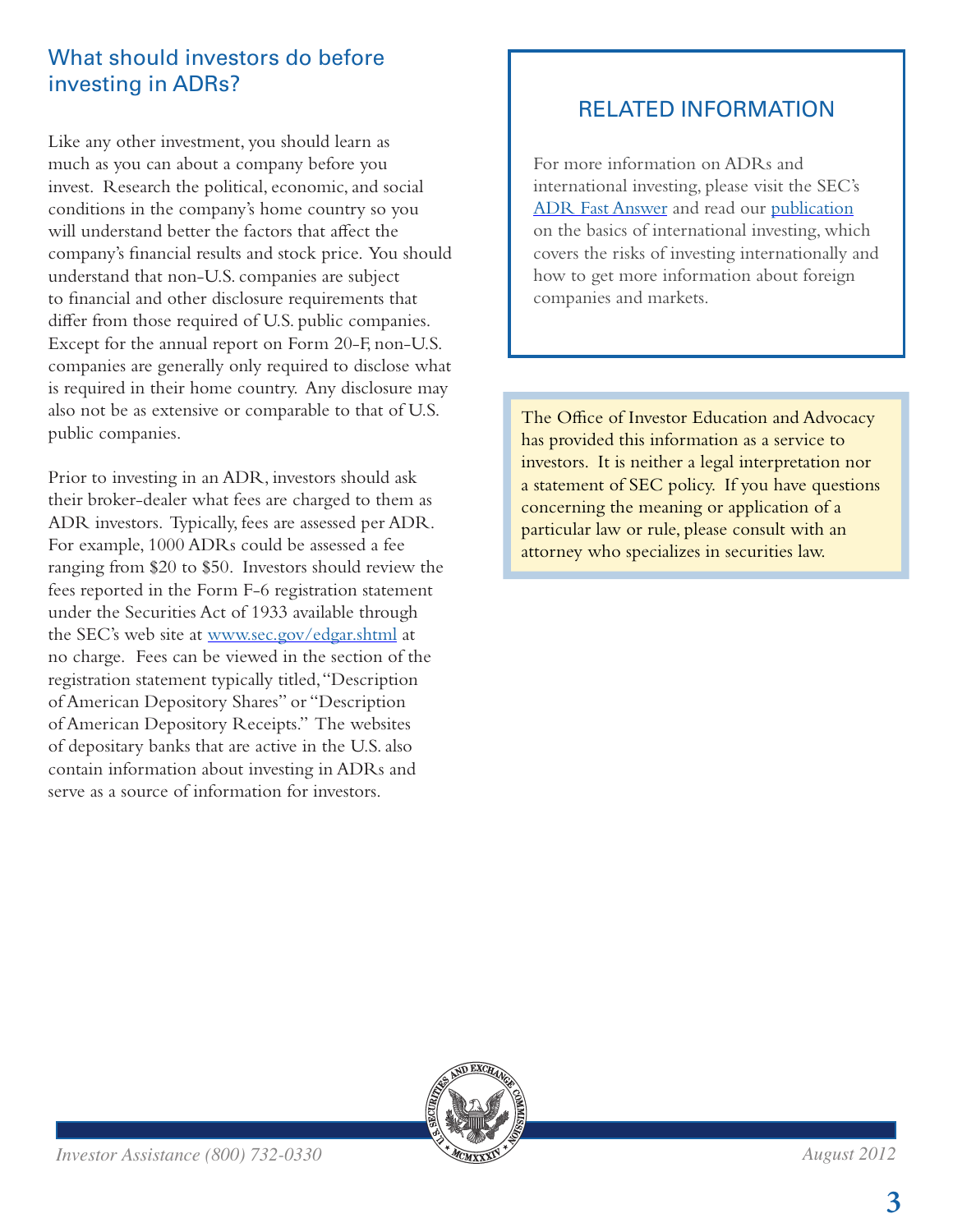## What should investors do before investing in ADRs?

Like any other investment, you should learn as much as you can about a company before you invest. Research the political, economic, and social conditions in the company's home country so you will understand better the factors that affect the company's financial results and stock price. You should understand that non-U.S. companies are subject to financial and other disclosure requirements that differ from those required of U.S. public companies. Except for the annual report on Form 20-F, non-U.S. companies are generally only required to disclose what is required in their home country. Any disclosure may also not be as extensive or comparable to that of U.S. public companies.

Prior to investing in an ADR, investors should ask their broker-dealer what fees are charged to them as ADR investors. Typically, fees are assessed per ADR. For example, 1000 ADRs could be assessed a fee ranging from $20 to $50. Investors should review the fees reported in the Form F-6 registration statement under the Securities Act of 1933 available through the SEC's web site at www.sec.gov/edgar.shtml at no charge. Fees can be viewed in the section of the registration statement typically titled, "Description of American Depository Shares" or "Description of American Depository Receipts." The websites of depositary banks that are active in the U.S. also contain information about investing in ADRs and serve as a source of information for investors.

## RELATED INFORMATION

For more information on ADRs and international investing, please visit the SEC's ADR Fast Answer and read our publication on the basics of international investing, which covers the risks of investing internationally and how to get more information about foreign companies and markets.

The Office of Investor Education and Advocacy has provided this information as a service to investors. It is neither a legal interpretation nor a statement of SEC policy. If you have questions concerning the meaning or application of a particular law or rule, please consult with an attorney who specializes in securities law.

*Investor Assistance (800) 732-0330*

*August 2012*